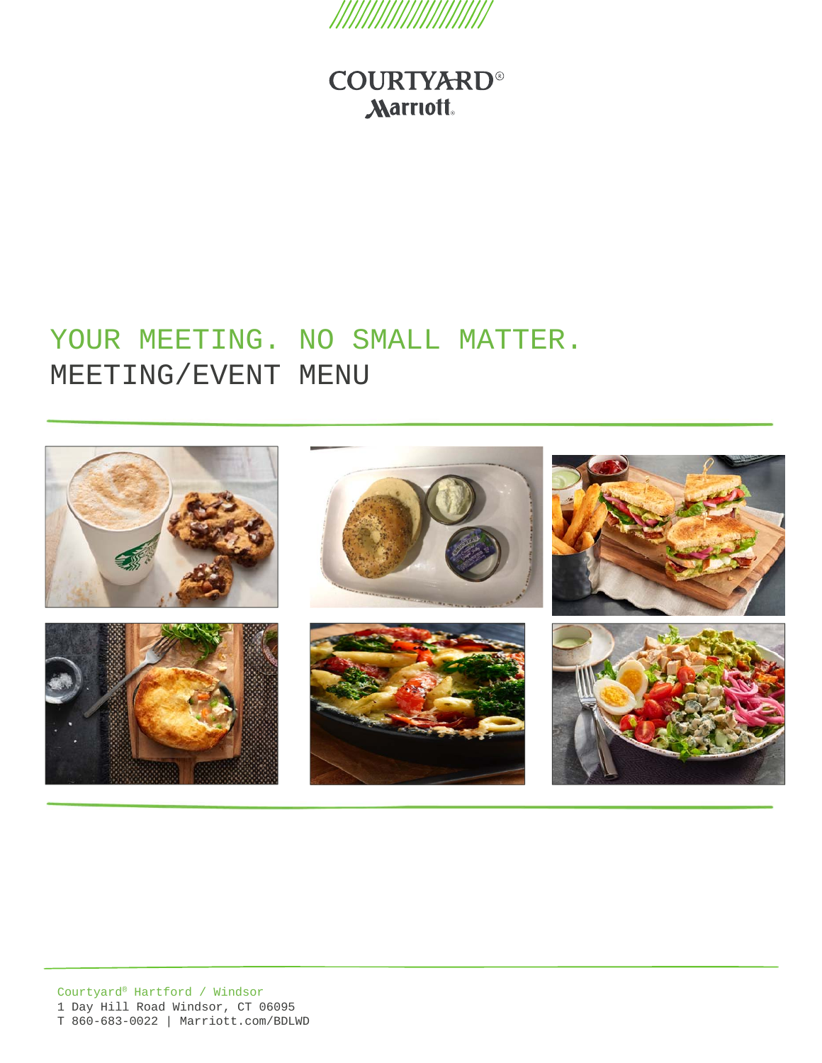COURTYARD®
Marriott

# YOUR MEETING. NO SMALL MATTER.

## MEETING/EVENT MENU

Courtyard® Hartford / Windsor
1 Day Hill Road Windsor, CT 06095
T 860-683-0022 | Marriott.com/BDLWD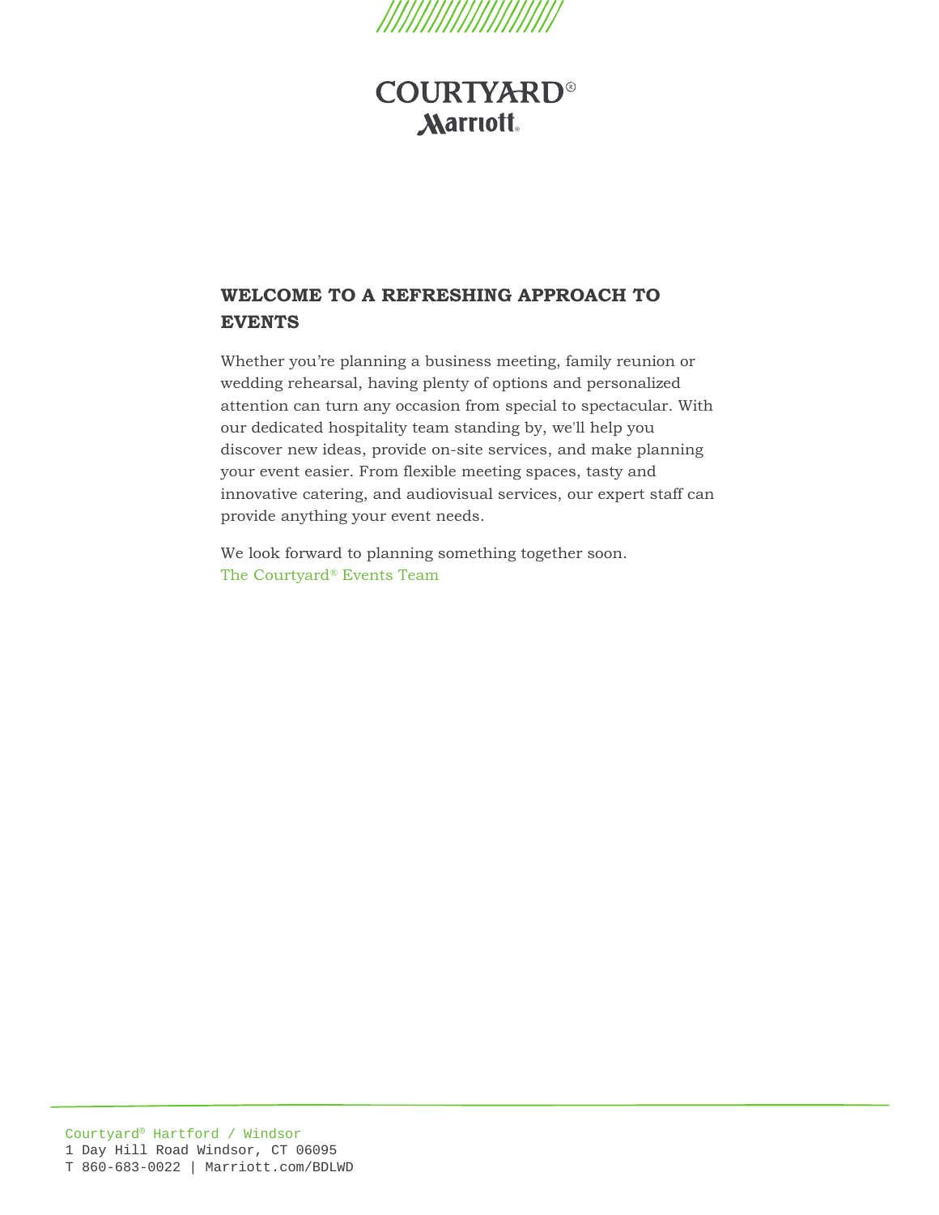COURTYARD®
Marriott

## WELCOME TO A REFRESHING APPROACH TO EVENTS

Whether you're planning a business meeting, family reunion or wedding rehearsal, having plenty of options and personalized attention can turn any occasion from special to spectacular. With our dedicated hospitality team standing by, we'll help you discover new ideas, provide on-site services, and make planning your event easier. From flexible meeting spaces, tasty and innovative catering, and audiovisual services, our expert staff can provide anything your event needs.

We look forward to planning something together soon.
The Courtyard® Events Team

Courtyard® Hartford / Windsor
1 Day Hill Road Windsor, CT 06095
T 860-683-0022 | Marriott.com/BDLWD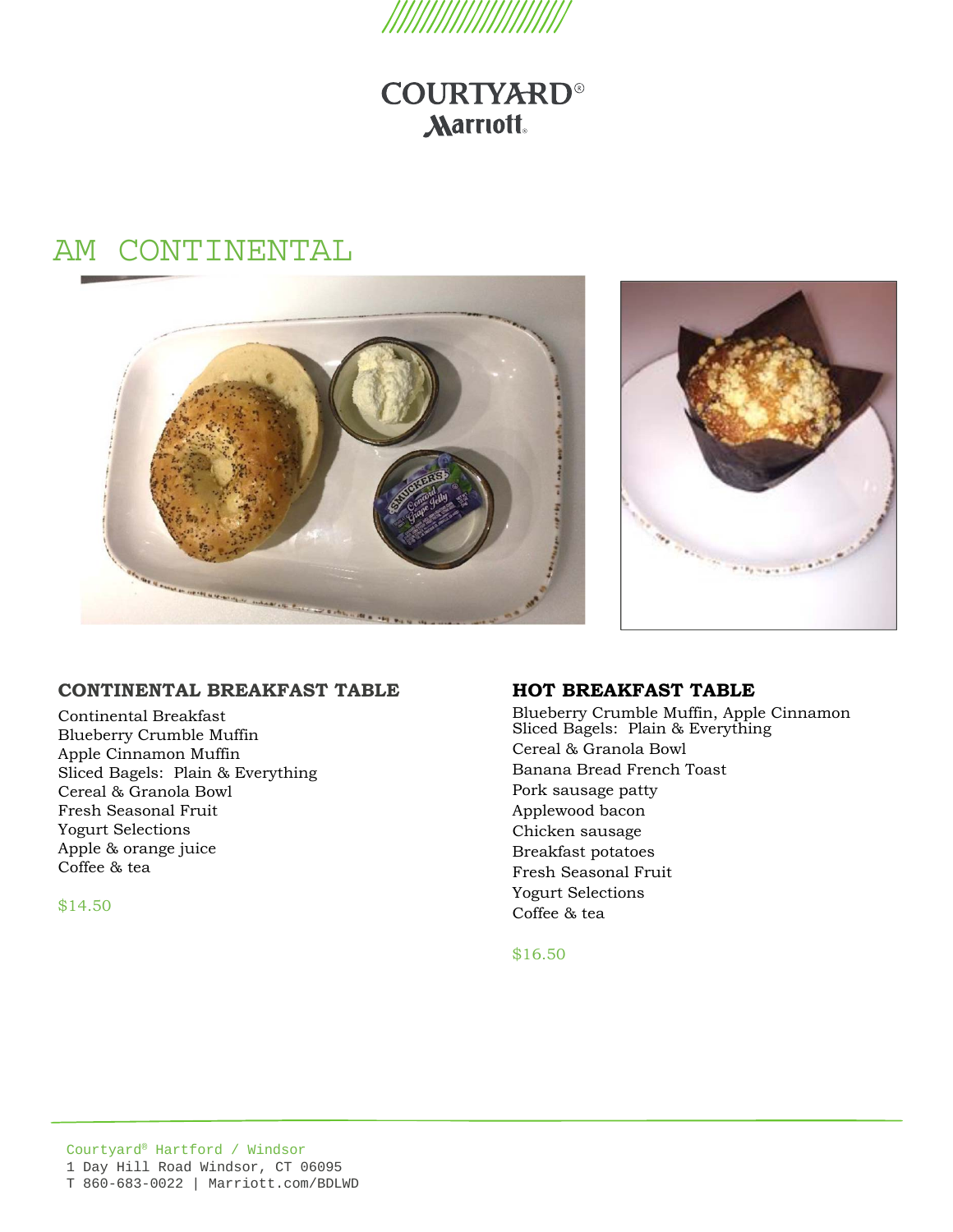COURTYARD®
Marriott

# AM CONTINENTAL

## CONTINENTAL BREAKFAST TABLE

Continental Breakfast
Blueberry Crumble Muffin
Apple Cinnamon Muffin
Sliced Bagels: Plain & Everything
Cereal & Granola Bowl
Fresh Seasonal Fruit
Yogurt Selections
Apple & orange juice
Coffee & tea

$14.50

## HOT BREAKFAST TABLE

Blueberry Crumble Muffin, Apple Cinnamon
Sliced Bagels: Plain & Everything
Cereal & Granola Bowl
Banana Bread French Toast
Pork sausage patty
Applewood bacon
Chicken sausage
Breakfast potatoes
Fresh Seasonal Fruit
Yogurt Selections
Coffee & tea

$16.50

Courtyard® Hartford / Windsor
1 Day Hill Road Windsor, CT 06095
T 860-683-0022 | Marriott.com/BDLWD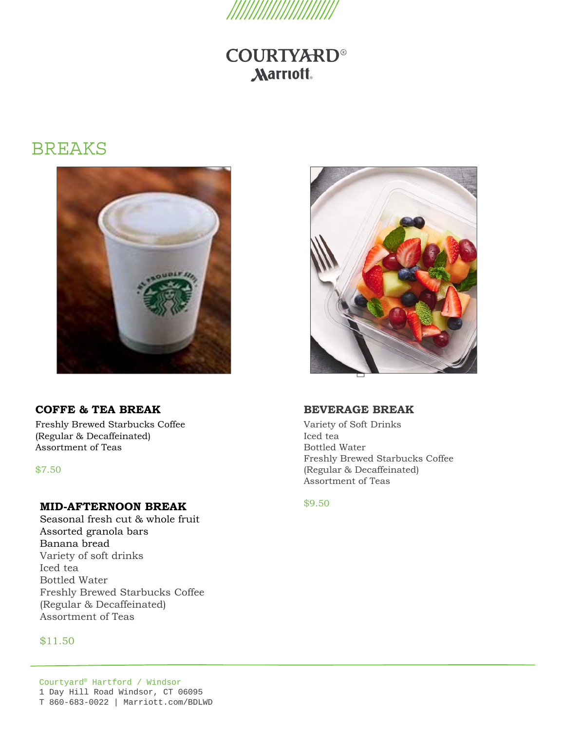# BREAKS

### COFFE & TEA BREAK

Freshly Brewed Starbucks Coffee
(Regular & Decaffeinated)
Assortment of Teas

$7.50

### MID-AFTERNOON BREAK

Seasonal fresh cut & whole fruit
Assorted granola bars
Banana bread
Variety of soft drinks
Iced tea
Bottled Water
Freshly Brewed Starbucks Coffee
(Regular & Decaffeinated)
Assortment of Teas

$11.50

### BEVERAGE BREAK

Variety of Soft Drinks
Iced tea
Bottled Water
Freshly Brewed Starbucks Coffee
(Regular & Decaffeinated)
Assortment of Teas

$9.50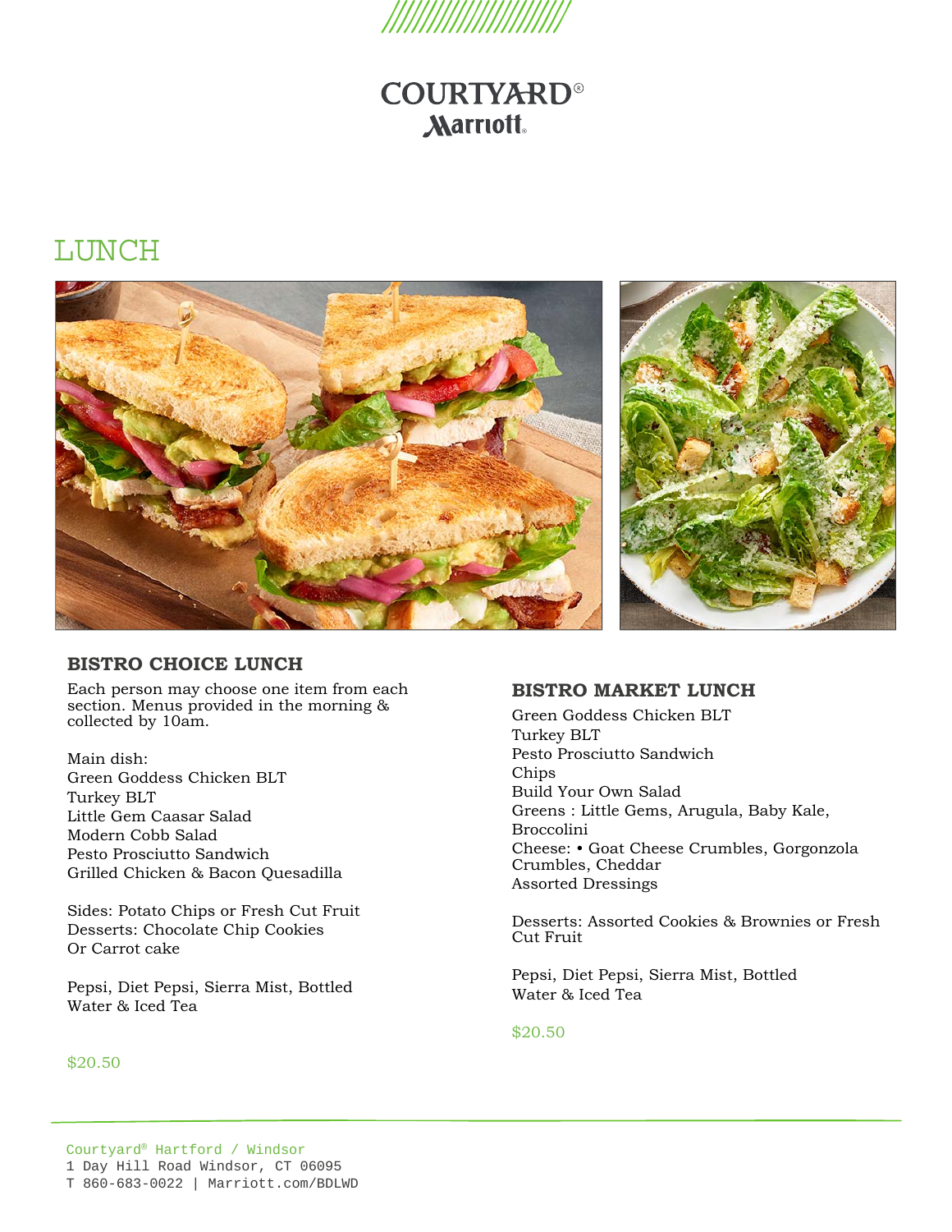COURTYARD®
Marriott

# LUNCH

## BISTRO CHOICE LUNCH

Each person may choose one item from each section. Menus provided in the morning & collected by 10am.

Main dish:
Green Goddess Chicken BLT
Turkey BLT
Little Gem Caasar Salad
Modern Cobb Salad
Pesto Prosciutto Sandwich
Grilled Chicken & Bacon Quesadilla

Sides: Potato Chips or Fresh Cut Fruit
Desserts: Chocolate Chip Cookies
Or Carrot cake

Pepsi, Diet Pepsi, Sierra Mist, Bottled Water & Iced Tea

$20.50

## BISTRO MARKET LUNCH

Green Goddess Chicken BLT
Turkey BLT
Pesto Prosciutto Sandwich
Chips
Build Your Own Salad
Greens : Little Gems, Arugula, Baby Kale, Broccolini
Cheese: • Goat Cheese Crumbles, Gorgonzola Crumbles, Cheddar
Assorted Dressings

Desserts: Assorted Cookies & Brownies or Fresh Cut Fruit

Pepsi, Diet Pepsi, Sierra Mist, Bottled Water & Iced Tea

$20.50

Courtyard® Hartford / Windsor
1 Day Hill Road Windsor, CT 06095
T 860-683-0022 | Marriott.com/BDLWD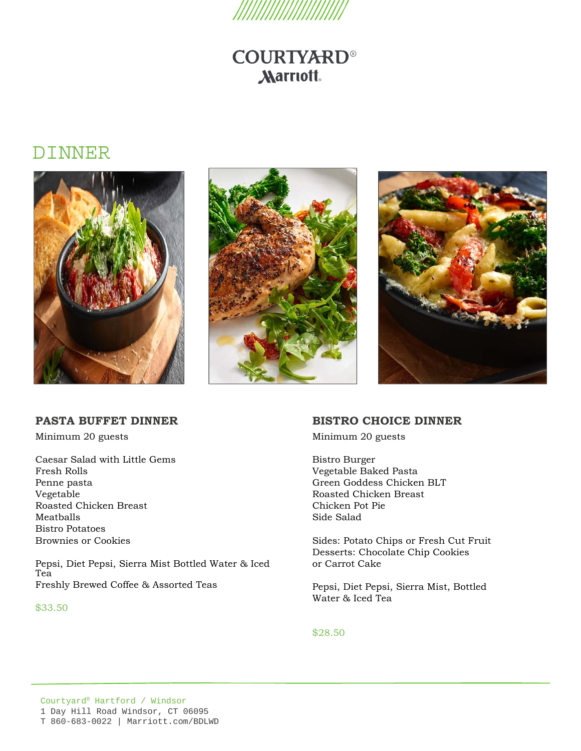# COURTYARD®
## Marriott

# DINNER

### PASTA BUFFET DINNER

Minimum 20 guests

Caesar Salad with Little Gems
Fresh Rolls
Penne pasta
Vegetable
Roasted Chicken Breast
Meatballs
Bistro Potatoes
Brownies or Cookies

Pepsi, Diet Pepsi, Sierra Mist Bottled Water & Iced Tea
Freshly Brewed Coffee & Assorted Teas

$33.50

### BISTRO CHOICE DINNER

Minimum 20 guests

Bistro Burger
Vegetable Baked Pasta
Green Goddess Chicken BLT
Roasted Chicken Breast
Chicken Pot Pie
Side Salad

Sides: Potato Chips or Fresh Cut Fruit
Desserts: Chocolate Chip Cookies or Carrot Cake

Pepsi, Diet Pepsi, Sierra Mist, Bottled Water & Iced Tea

$28.50

Courtyard® Hartford / Windsor
1 Day Hill Road Windsor, CT 06095
T 860-683-0022 | Marriott.com/BDLWD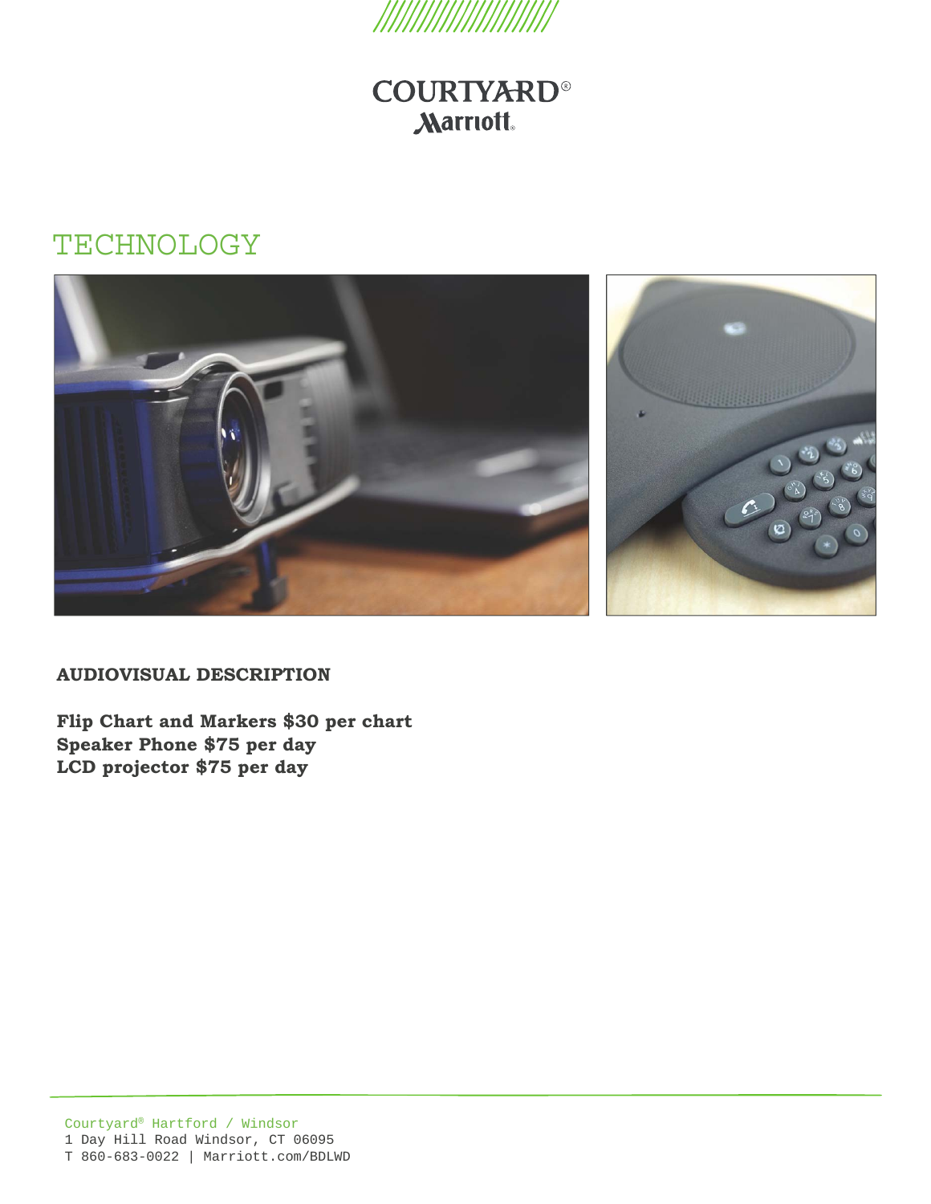COURTYARD®
Marriott

# TECHNOLOGY

**AUDIOVISUAL DESCRIPTION**

**Flip Chart and Markers $30 per chart**
**Speaker Phone $75 per day**
**LCD projector $75 per day**

Courtyard® Hartford / Windsor
1 Day Hill Road Windsor, CT 06095
T 860-683-0022 | Marriott.com/BDLWD